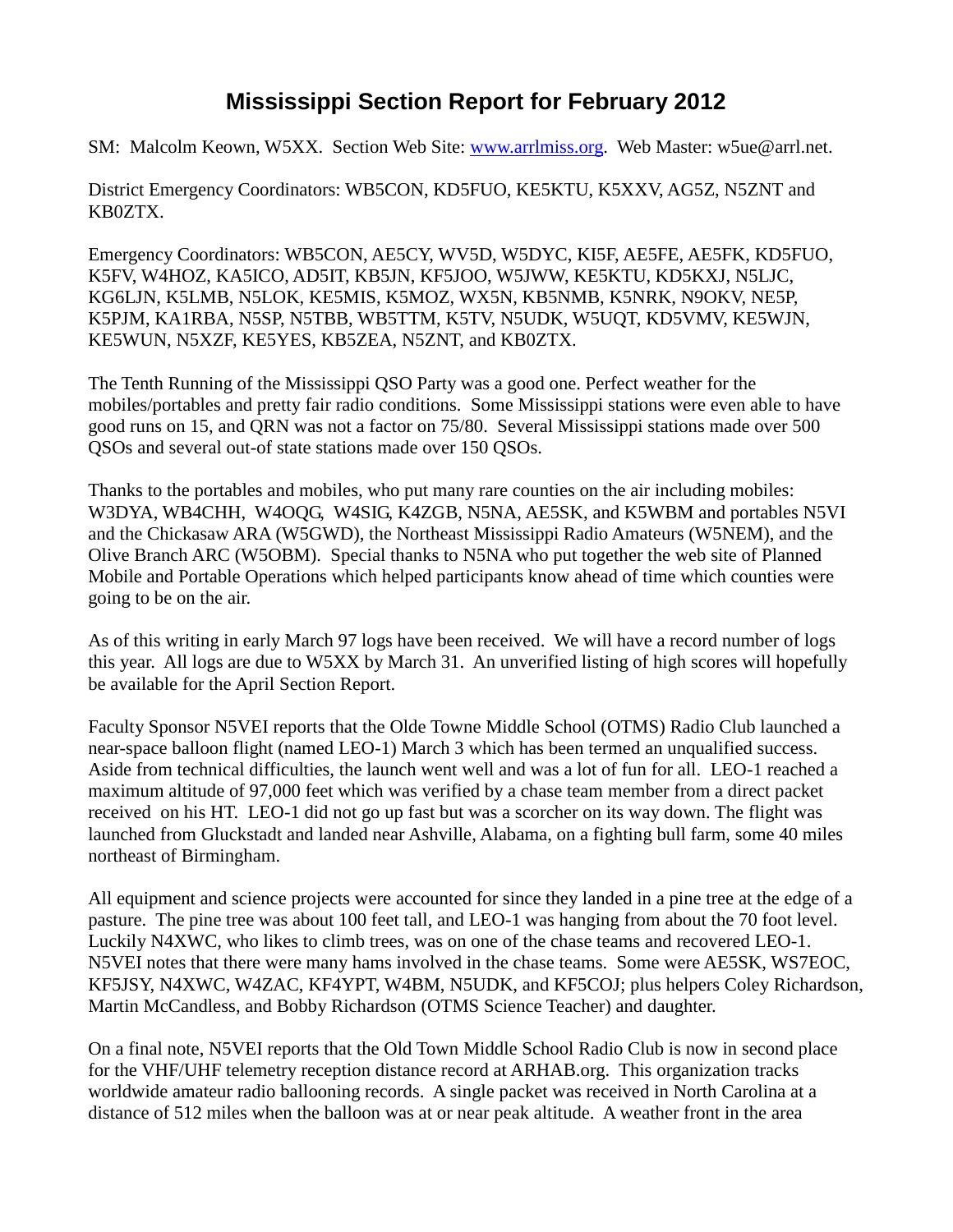# Mississippi Section Report for February 2012

SM: Malcolm Keown, W5XX. Section Web Site: www.arrlmiss.org. Web Master: w5ue@arrl.net.

District Emergency Coordinators: WB5CON, KD5FUO, KE5KTU, K5XXV, AG5Z, N5ZNT and KB0ZTX.

Emergency Coordinators: WB5CON, AE5CY, WV5D, W5DYC, KI5F, AE5FE, AE5FK, KD5FUO, K5FV, W4HOZ, KA5ICO, AD5IT, KB5JN, KF5JOO, W5JWW, KE5KTU, KD5KXJ, N5LJC, KG6LJN, K5LMB, N5LOK, KE5MIS, K5MOZ, WX5N, KB5NMB, K5NRK, N9OKV, NE5P, K5PJM, KA1RBA, N5SP, N5TBB, WB5TTM, K5TV, N5UDK, W5UQT, KD5VMV, KE5WJN, KE5WUN, N5XZF, KE5YES, KB5ZEA, N5ZNT, and KB0ZTX.

The Tenth Running of the Mississippi QSO Party was a good one. Perfect weather for the mobiles/portables and pretty fair radio conditions. Some Mississippi stations were even able to have good runs on 15, and QRN was not a factor on 75/80. Several Mississippi stations made over 500 QSOs and several out-of state stations made over 150 QSOs.

Thanks to the portables and mobiles, who put many rare counties on the air including mobiles: W3DYA, WB4CHH, W4OQG, W4SIG, K4ZGB, N5NA, AE5SK, and K5WBM and portables N5VI and the Chickasaw ARA (W5GWD), the Northeast Mississippi Radio Amateurs (W5NEM), and the Olive Branch ARC (W5OBM). Special thanks to N5NA who put together the web site of Planned Mobile and Portable Operations which helped participants know ahead of time which counties were going to be on the air.

As of this writing in early March 97 logs have been received. We will have a record number of logs this year. All logs are due to W5XX by March 31. An unverified listing of high scores will hopefully be available for the April Section Report.

Faculty Sponsor N5VEI reports that the Olde Towne Middle School (OTMS) Radio Club launched a near-space balloon flight (named LEO-1) March 3 which has been termed an unqualified success. Aside from technical difficulties, the launch went well and was a lot of fun for all. LEO-1 reached a maximum altitude of 97,000 feet which was verified by a chase team member from a direct packet received on his HT. LEO-1 did not go up fast but was a scorcher on its way down. The flight was launched from Gluckstadt and landed near Ashville, Alabama, on a fighting bull farm, some 40 miles northeast of Birmingham.

All equipment and science projects were accounted for since they landed in a pine tree at the edge of a pasture. The pine tree was about 100 feet tall, and LEO-1 was hanging from about the 70 foot level. Luckily N4XWC, who likes to climb trees, was on one of the chase teams and recovered LEO-1. N5VEI notes that there were many hams involved in the chase teams. Some were AE5SK, WS7EOC, KF5JSY, N4XWC, W4ZAC, KF4YPT, W4BM, N5UDK, and KF5COJ; plus helpers Coley Richardson, Martin McCandless, and Bobby Richardson (OTMS Science Teacher) and daughter.

On a final note, N5VEI reports that the Old Town Middle School Radio Club is now in second place for the VHF/UHF telemetry reception distance record at ARHAB.org. This organization tracks worldwide amateur radio ballooning records. A single packet was received in North Carolina at a distance of 512 miles when the balloon was at or near peak altitude. A weather front in the area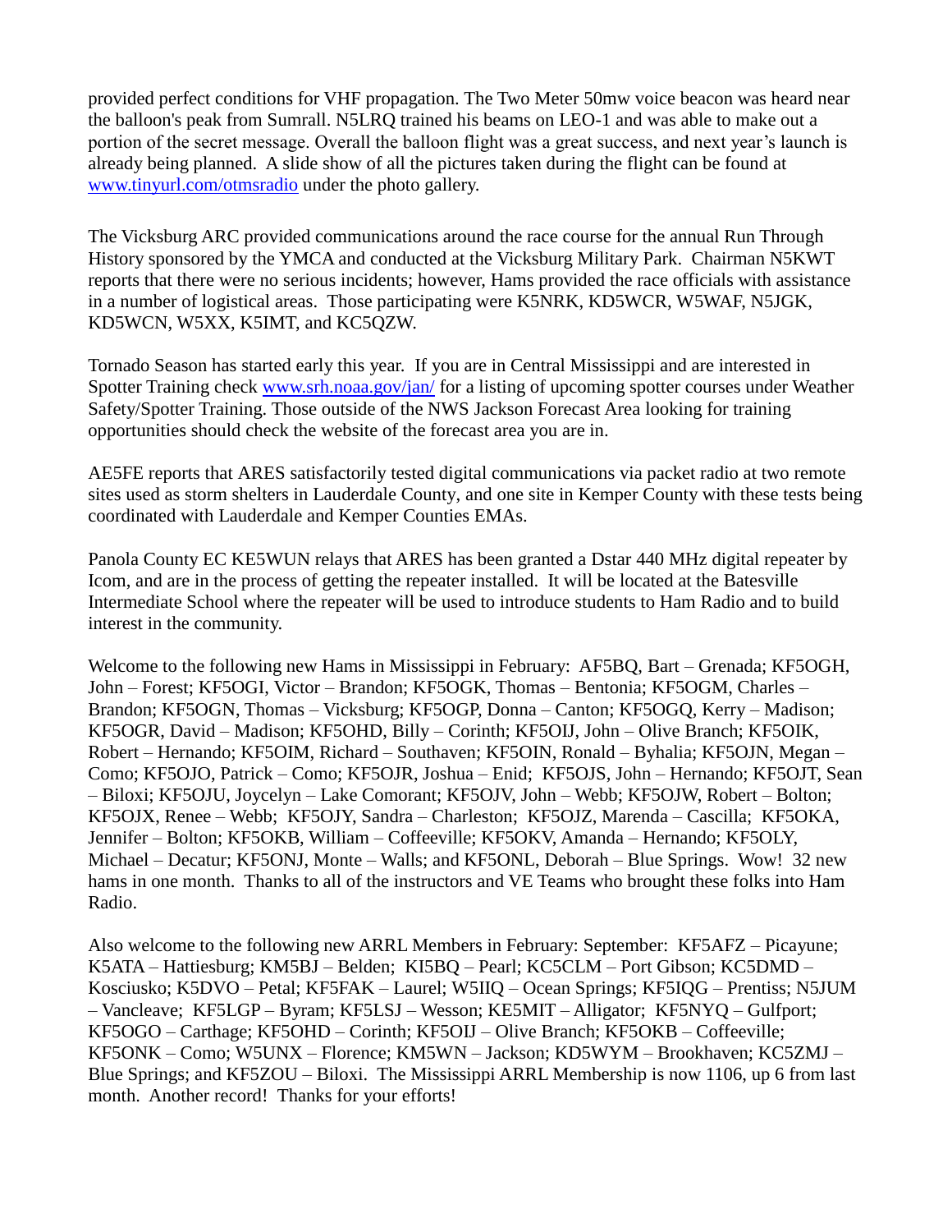provided perfect conditions for VHF propagation. The Two Meter 50mw voice beacon was heard near the balloon's peak from Sumrall. N5LRQ trained his beams on LEO-1 and was able to make out a portion of the secret message. Overall the balloon flight was a great success, and next year's launch is already being planned. A slide show of all the pictures taken during the flight can be found at [www.tinyurl.com/otmsradio](http://www.tinyurl.com/otmsradio) under the photo gallery.

The Vicksburg ARC provided communications around the race course for the annual Run Through History sponsored by the YMCA and conducted at the Vicksburg Military Park. Chairman N5KWT reports that there were no serious incidents; however, Hams provided the race officials with assistance in a number of logistical areas. Those participating were K5NRK, KD5WCR, W5WAF, N5JGK, KD5WCN, W5XX, K5IMT, and KC5QZW.

Tornado Season has started early this year. If you are in Central Mississippi and are interested in Spotter Training check [www.srh.noaa.gov/jan/](http://www.srh.noaa.gov/jan/) for a listing of upcoming spotter courses under Weather Safety/Spotter Training. Those outside of the NWS Jackson Forecast Area looking for training opportunities should check the website of the forecast area you are in.

AE5FE reports that ARES satisfactorily tested digital communications via packet radio at two remote sites used as storm shelters in Lauderdale County, and one site in Kemper County with these tests being coordinated with Lauderdale and Kemper Counties EMAs.

Panola County EC KE5WUN relays that ARES has been granted a Dstar 440 MHz digital repeater by Icom, and are in the process of getting the repeater installed. It will be located at the Batesville Intermediate School where the repeater will be used to introduce students to Ham Radio and to build interest in the community.

Welcome to the following new Hams in Mississippi in February: AF5BQ, Bart – Grenada; KF5OGH, John – Forest; KF5OGI, Victor – Brandon; KF5OGK, Thomas – Bentonia; KF5OGM, Charles – Brandon; KF5OGN, Thomas – Vicksburg; KF5OGP, Donna – Canton; KF5OGQ, Kerry – Madison; KF5OGR, David – Madison; KF5OHD, Billy – Corinth; KF5OIJ, John – Olive Branch; KF5OIK, Robert – Hernando; KF5OIM, Richard – Southaven; KF5OIN, Ronald – Byhalia; KF5OJN, Megan – Como; KF5OJO, Patrick – Como; KF5OJR, Joshua – Enid; KF5OJS, John – Hernando; KF5OJT, Sean – Biloxi; KF5OJU, Joycelyn – Lake Comorant; KF5OJV, John – Webb; KF5OJW, Robert – Bolton; KF5OJX, Renee – Webb; KF5OJY, Sandra – Charleston; KF5OJZ, Marenda – Cascilla; KF5OKA, Jennifer – Bolton; KF5OKB, William – Coffeeville; KF5OKV, Amanda – Hernando; KF5OLY, Michael – Decatur; KF5ONJ, Monte – Walls; and KF5ONL, Deborah – Blue Springs. Wow! 32 new hams in one month. Thanks to all of the instructors and VE Teams who brought these folks into Ham Radio.

Also welcome to the following new ARRL Members in February: September: KF5AFZ – Picayune; K5ATA – Hattiesburg; KM5BJ – Belden; KI5BQ – Pearl; KC5CLM – Port Gibson; KC5DMD – Kosciusko; K5DVO – Petal; KF5FAK – Laurel; W5IIQ – Ocean Springs; KF5IQG – Prentiss; N5JUM – Vancleave; KF5LGP – Byram; KF5LSJ – Wesson; KE5MIT – Alligator; KF5NYQ – Gulfport; KF5OGO – Carthage; KF5OHD – Corinth; KF5OIJ – Olive Branch; KF5OKB – Coffeeville; KF5ONK – Como; W5UNX – Florence; KM5WN – Jackson; KD5WYM – Brookhaven; KC5ZMJ – Blue Springs; and KF5ZOU – Biloxi. The Mississippi ARRL Membership is now 1106, up 6 from last month. Another record! Thanks for your efforts!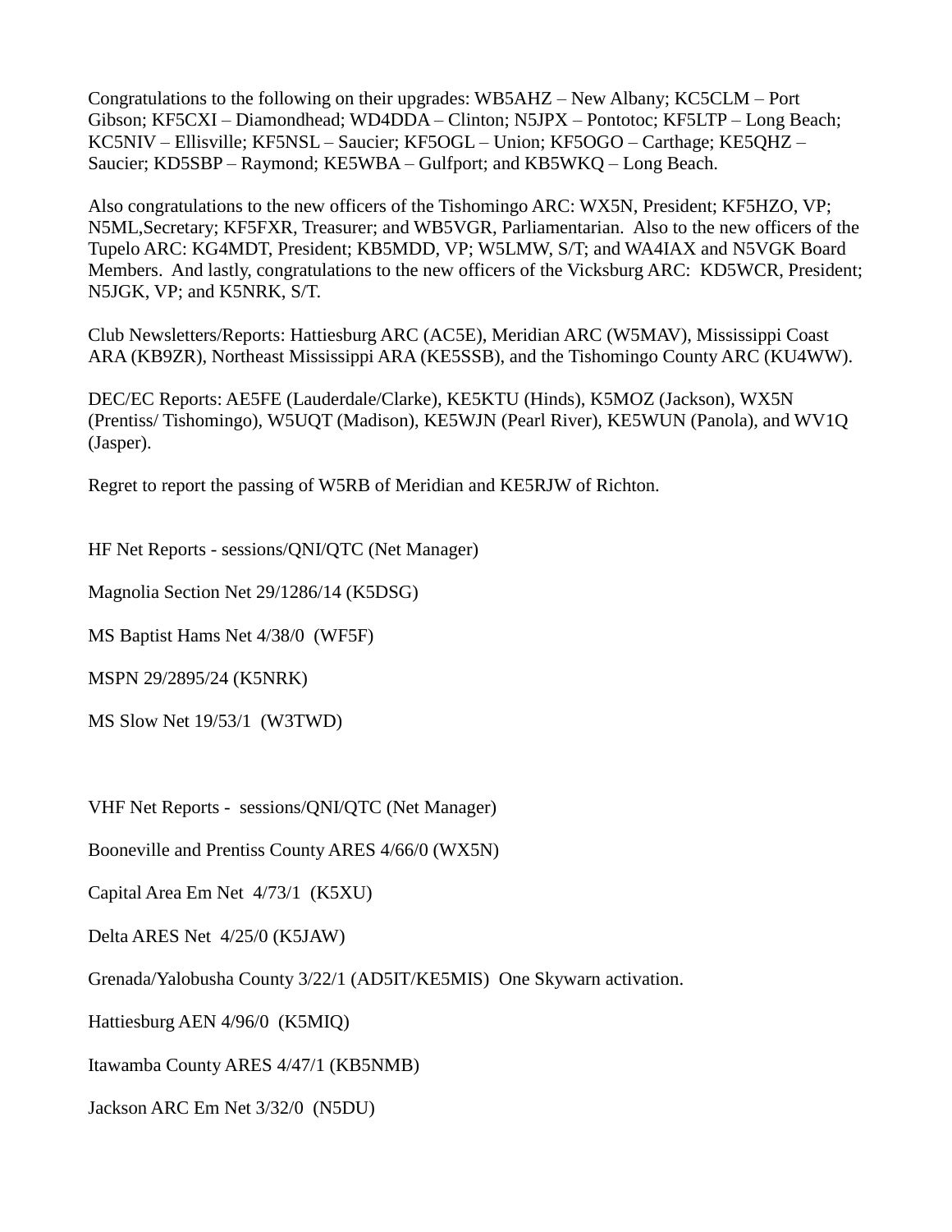Congratulations to the following on their upgrades: WB5AHZ – New Albany; KC5CLM – Port Gibson; KF5CXI – Diamondhead; WD4DDA – Clinton; N5JPX – Pontotoc; KF5LTP – Long Beach; KC5NIV – Ellisville; KF5NSL – Saucier; KF5OGL – Union; KF5OGO – Carthage; KE5QHZ – Saucier; KD5SBP – Raymond; KE5WBA – Gulfport; and KB5WKQ – Long Beach.

Also congratulations to the new officers of the Tishomingo ARC: WX5N, President; KF5HZO, VP; N5ML,Secretary; KF5FXR, Treasurer; and WB5VGR, Parliamentarian. Also to the new officers of the Tupelo ARC: KG4MDT, President; KB5MDD, VP; W5LMW, S/T; and WA4IAX and N5VGK Board Members. And lastly, congratulations to the new officers of the Vicksburg ARC: KD5WCR, President; N5JGK, VP; and K5NRK, S/T.

Club Newsletters/Reports: Hattiesburg ARC (AC5E), Meridian ARC (W5MAV), Mississippi Coast ARA (KB9ZR), Northeast Mississippi ARA (KE5SSB), and the Tishomingo County ARC (KU4WW).

DEC/EC Reports: AE5FE (Lauderdale/Clarke), KE5KTU (Hinds), K5MOZ (Jackson), WX5N (Prentiss/ Tishomingo), W5UQT (Madison), KE5WJN (Pearl River), KE5WUN (Panola), and WV1Q (Jasper).

Regret to report the passing of W5RB of Meridian and KE5RJW of Richton.

HF Net Reports - sessions/QNI/QTC (Net Manager)

Magnolia Section Net 29/1286/14 (K5DSG)

MS Baptist Hams Net 4/38/0 (WF5F)

MSPN 29/2895/24 (K5NRK)

MS Slow Net 19/53/1 (W3TWD)

VHF Net Reports - sessions/QNI/QTC (Net Manager)

Booneville and Prentiss County ARES 4/66/0 (WX5N)

Capital Area Em Net 4/73/1 (K5XU)

Delta ARES Net 4/25/0 (K5JAW)

Grenada/Yalobusha County 3/22/1 (AD5IT/KE5MIS) One Skywarn activation.

Hattiesburg AEN 4/96/0 (K5MIQ)

Itawamba County ARES 4/47/1 (KB5NMB)

Jackson ARC Em Net 3/32/0 (N5DU)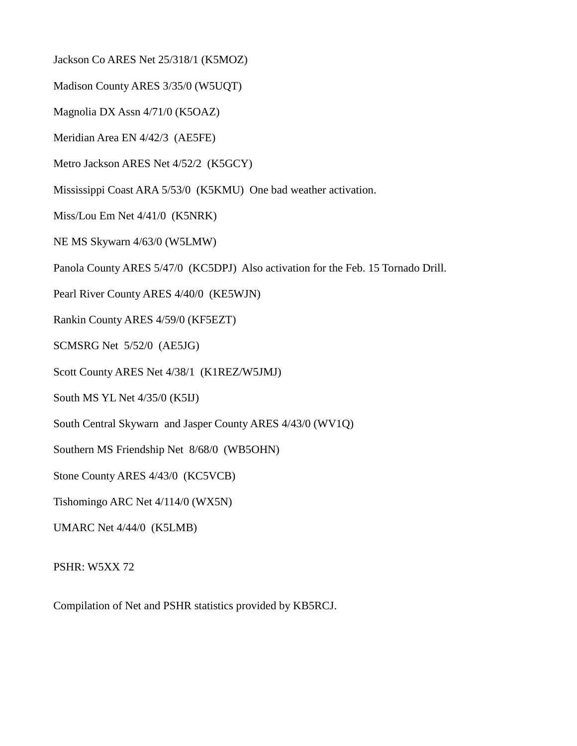Jackson Co ARES Net 25/318/1 (K5MOZ)

Madison County ARES 3/35/0 (W5UQT)

Magnolia DX Assn 4/71/0 (K5OAZ)

Meridian Area EN 4/42/3 (AE5FE)

Metro Jackson ARES Net 4/52/2 (K5GCY)

Mississippi Coast ARA 5/53/0 (K5KMU) One bad weather activation.

Miss/Lou Em Net 4/41/0 (K5NRK)

NE MS Skywarn 4/63/0 (W5LMW)

Panola County ARES 5/47/0 (KC5DPJ) Also activation for the Feb. 15 Tornado Drill.

Pearl River County ARES 4/40/0 (KE5WJN)

Rankin County ARES 4/59/0 (KF5EZT)

SCMSRG Net 5/52/0 (AE5JG)

Scott County ARES Net 4/38/1 (K1REZ/W5JMJ)

South MS YL Net 4/35/0 (K5IJ)

South Central Skywarn and Jasper County ARES 4/43/0 (WV1Q)

Southern MS Friendship Net 8/68/0 (WB5OHN)

Stone County ARES 4/43/0 (KC5VCB)

Tishomingo ARC Net 4/114/0 (WX5N)

UMARC Net 4/44/0 (K5LMB)

PSHR: W5XX 72

Compilation of Net and PSHR statistics provided by KB5RCJ.